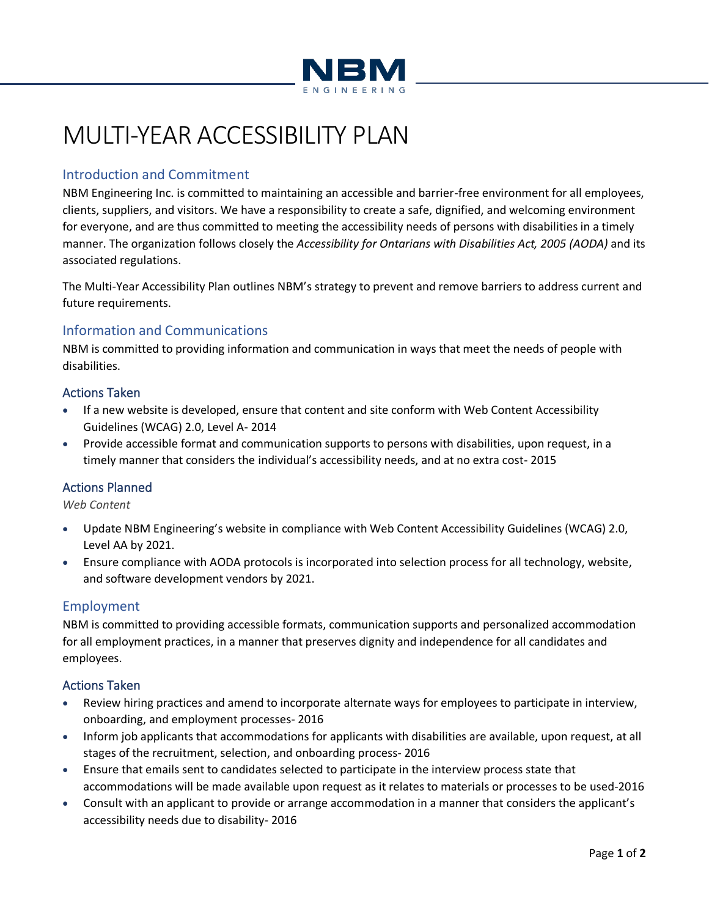# MULTI-YEAR ACCESSIBILITY PLAN

## Introduction and Commitment

NBM Engineering Inc. is committed to maintaining an accessible and barrier-free environment for all employees, clients, suppliers, and visitors. We have a responsibility to create a safe, dignified, and welcoming environment for everyone, and are thus committed to meeting the accessibility needs of persons with disabilities in a timely manner. The organization follows closely the *Accessibility for Ontarians with Disabilities Act, 2005 (AODA)* and its associated regulations.

The Multi-Year Accessibility Plan outlines NBM's strategy to prevent and remove barriers to address current and future requirements.

## Information and Communications

NBM is committed to providing information and communication in ways that meet the needs of people with disabilities.

### Actions Taken

- If a new website is developed, ensure that content and site conform with Web Content Accessibility Guidelines (WCAG) 2.0, Level A- 2014
- Provide accessible format and communication supports to persons with disabilities, upon request, in a timely manner that considers the individual's accessibility needs, and at no extra cost- 2015

### Actions Planned

*Web Content*

- Update NBM Engineering's website in compliance with Web Content Accessibility Guidelines (WCAG) 2.0, Level AA by 2021.
- Ensure compliance with AODA protocols is incorporated into selection process for all technology, website, and software development vendors by 2021.

## Employment

NBM is committed to providing accessible formats, communication supports and personalized accommodation for all employment practices, in a manner that preserves dignity and independence for all candidates and employees.

### Actions Taken

- Review hiring practices and amend to incorporate alternate ways for employees to participate in interview, onboarding, and employment processes- 2016
- Inform job applicants that accommodations for applicants with disabilities are available, upon request, at all stages of the recruitment, selection, and onboarding process- 2016
- Ensure that emails sent to candidates selected to participate in the interview process state that accommodations will be made available upon request as it relates to materials or processes to be used-2016
- Consult with an applicant to provide or arrange accommodation in a manner that considers the applicant's accessibility needs due to disability- 2016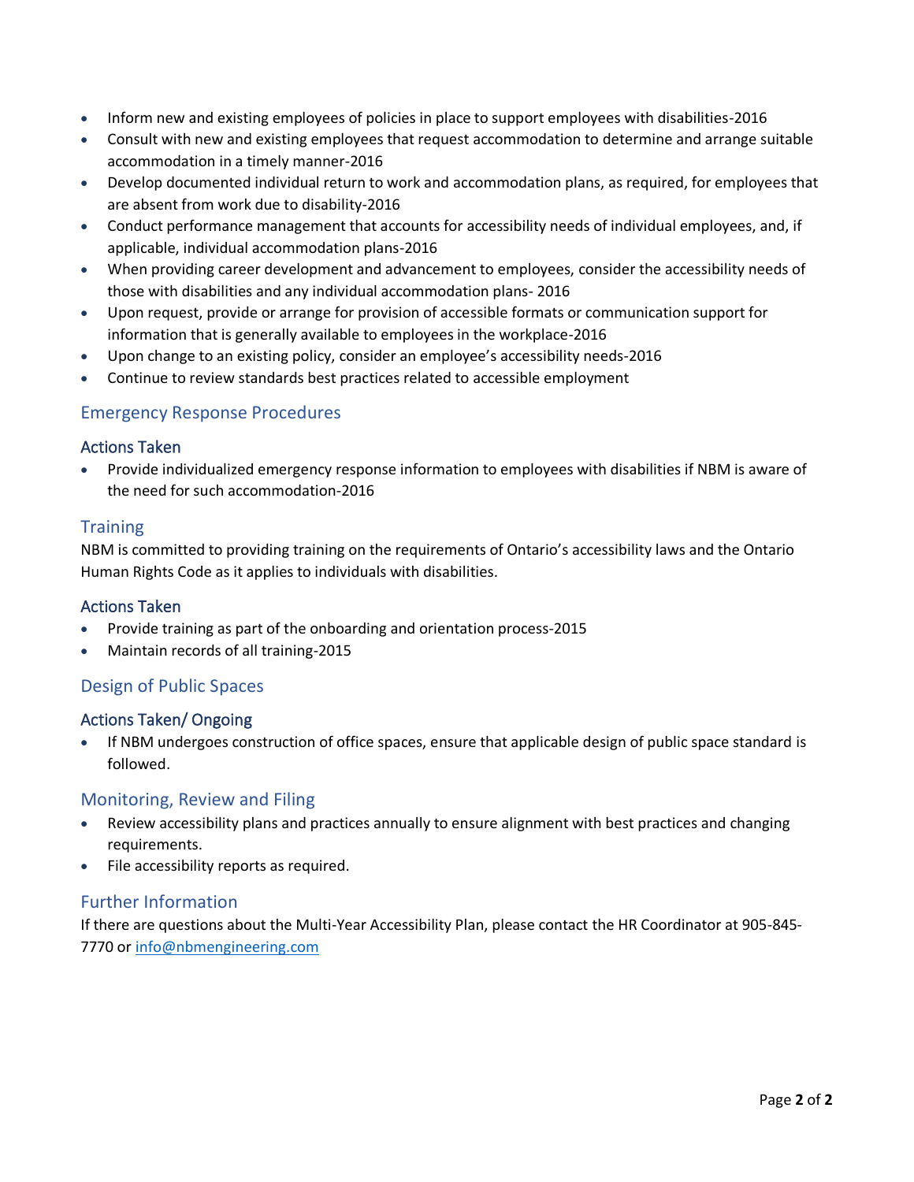- Inform new and existing employees of policies in place to support employees with disabilities-2016
- Consult with new and existing employees that request accommodation to determine and arrange suitable accommodation in a timely manner-2016
- Develop documented individual return to work and accommodation plans, as required, for employees that are absent from work due to disability-2016
- Conduct performance management that accounts for accessibility needs of individual employees, and, if applicable, individual accommodation plans-2016
- When providing career development and advancement to employees, consider the accessibility needs of those with disabilities and any individual accommodation plans- 2016
- Upon request, provide or arrange for provision of accessible formats or communication support for information that is generally available to employees in the workplace-2016
- Upon change to an existing policy, consider an employee's accessibility needs-2016
- Continue to review standards best practices related to accessible employment

## Emergency Response Procedures

### Actions Taken

- Provide individualized emergency response information to employees with disabilities if NBM is aware of the need for such accommodation-2016

## Training

NBM is committed to providing training on the requirements of Ontario's accessibility laws and the Ontario Human Rights Code as it applies to individuals with disabilities.

### Actions Taken

- Provide training as part of the onboarding and orientation process-2015
- Maintain records of all training-2015

## Design of Public Spaces

### Actions Taken/ Ongoing

- If NBM undergoes construction of office spaces, ensure that applicable design of public space standard is followed.

## Monitoring, Review and Filing

- Review accessibility plans and practices annually to ensure alignment with best practices and changing requirements.
- File accessibility reports as required.

## Further Information

If there are questions about the Multi-Year Accessibility Plan, please contact the HR Coordinator at 905-845-7770 or info@nbmengineering.com